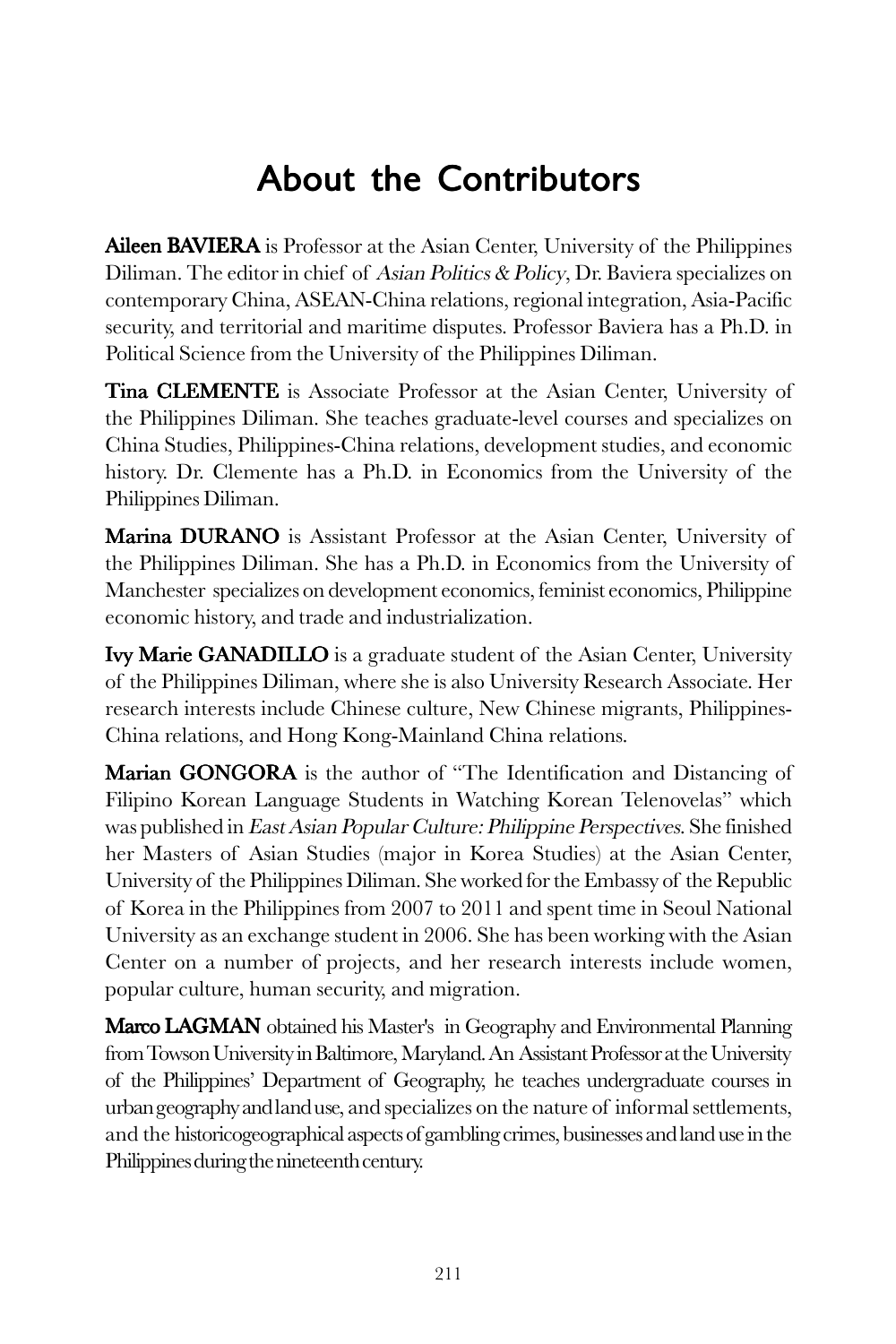# About the Contributors

**Aileen BAVIERA** is Professor at the Asian Center, University of the Philippines Diliman. The editor in chief of *Asian Politics & Policy*, Dr. Baviera specializes on contemporary China, ASEAN-China relations, regional integration, Asia-Pacific security, and territorial and maritime disputes. Professor Baviera has a Ph.D. in Political Science from the University of the Philippines Diliman.

**Tina CLEMENTE** is Associate Professor at the Asian Center, University of the Philippines Diliman. She teaches graduate-level courses and specializes on China Studies, Philippines-China relations, development studies, and economic history. Dr. Clemente has a Ph.D. in Economics from the University of the Philippines Diliman.

**Marina DURANO** is Assistant Professor at the Asian Center, University of the Philippines Diliman. She has a Ph.D. in Economics from the University of Manchester specializes on development economics, feminist economics, Philippine economic history, and trade and industrialization.

**Ivy Marie GANADILLO** is a graduate student of the Asian Center, University of the Philippines Diliman, where she is also University Research Associate. Her research interests include Chinese culture, New Chinese migrants, Philippines-China relations, and Hong Kong-Mainland China relations.

**Marian GONGORA** is the author of "The Identification and Distancing of Filipino Korean Language Students in Watching Korean Telenovelas" which was published in *East Asian Popular Culture: Philippine Perspectives*. She finished her Masters of Asian Studies (major in Korea Studies) at the Asian Center, University of the Philippines Diliman. She worked for the Embassy of the Republic of Korea in the Philippines from 2007 to 2011 and spent time in Seoul National University as an exchange student in 2006. She has been working with the Asian Center on a number of projects, and her research interests include women, popular culture, human security, and migration.

**Marco LAGMAN** obtained his Master's in Geography and Environmental Planning from Towson University in Baltimore, Maryland. An Assistant Professor at the University of the Philippines' Department of Geography, he teaches undergraduate courses in urban geography and land use, and specializes on the nature of informal settlements, and the historicogeographical aspects of gambling crimes, businesses and land use in the Philippines during the nineteenth century.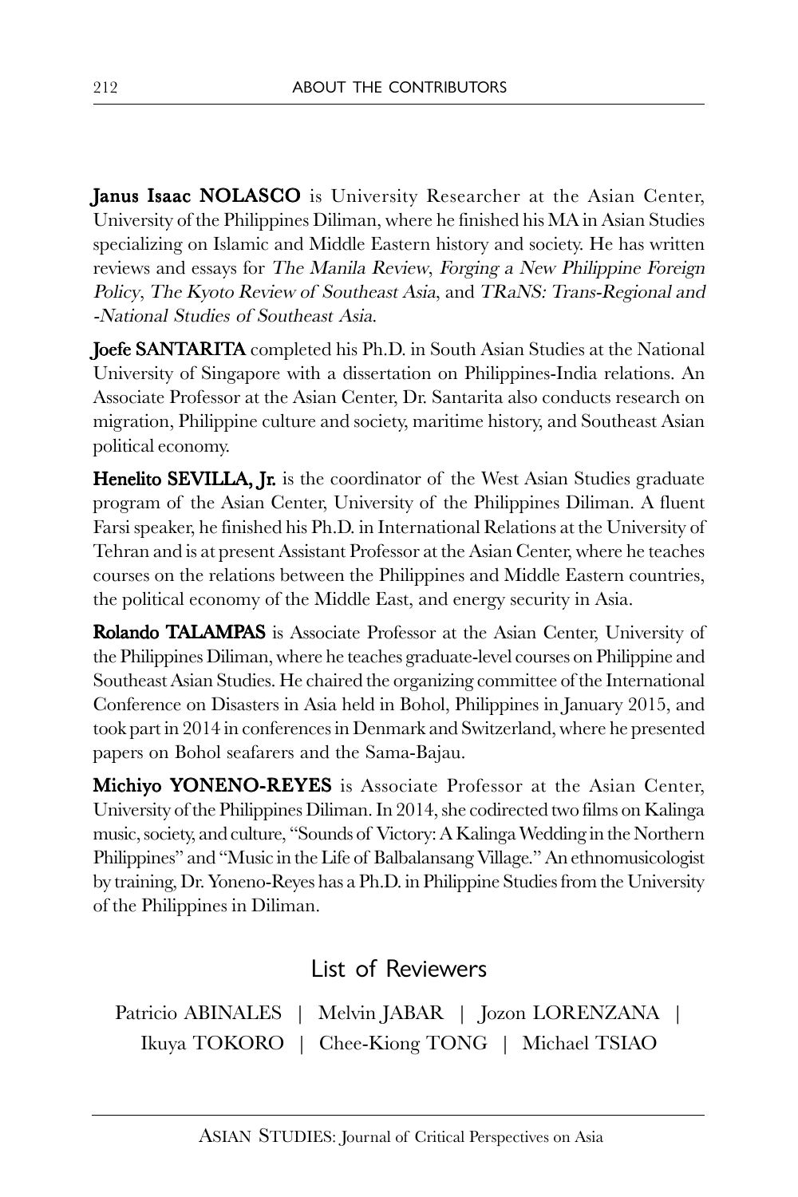**Janus Isaac NOLASCO** is University Researcher at the Asian Center, University of the Philippines Diliman, where he finished his MA in Asian Studies specializing on Islamic and Middle Eastern history and society. He has written reviews and essays for *The Manila Review*, *Forging a New Philippine Foreign Policy*, *The Kyoto Review of Southeast Asia*, and *TRaNS: Trans-Regional and -National Studies of Southeast Asia*.

**Joefe SANTARITA** completed his Ph.D. in South Asian Studies at the National University of Singapore with a dissertation on Philippines-India relations. An Associate Professor at the Asian Center, Dr. Santarita also conducts research on migration, Philippine culture and society, maritime history, and Southeast Asian political economy.

**Henelito SEVILLA, Jr.** is the coordinator of the West Asian Studies graduate program of the Asian Center, University of the Philippines Diliman. A fluent Farsi speaker, he finished his Ph.D. in International Relations at the University of Tehran and is at present Assistant Professor at the Asian Center, where he teaches courses on the relations between the Philippines and Middle Eastern countries, the political economy of the Middle East, and energy security in Asia.

**Rolando TALAMPAS** is Associate Professor at the Asian Center, University of the Philippines Diliman, where he teaches graduate-level courses on Philippine and Southeast Asian Studies. He chaired the organizing committee of the International Conference on Disasters in Asia held in Bohol, Philippines in January 2015, and took part in 2014 in conferences in Denmark and Switzerland, where he presented papers on Bohol seafarers and the Sama-Bajau.

**Michiyo YONENO-REYES** is Associate Professor at the Asian Center, University of the Philippines Diliman. In 2014, she codirected two films on Kalinga music, society, and culture, "Sounds of Victory: A Kalinga Wedding in the Northern Philippines" and "Music in the Life of Balbalansang Village." An ethnomusicologist by training, Dr. Yoneno-Reyes has a Ph.D. in Philippine Studies from the University of the Philippines in Diliman.

## List of Reviewers

Patricio ABINALES | Melvin JABAR | Jozon LORENZANA | Ikuya TOKORO | Chee-Kiong TONG | Michael TSIAO